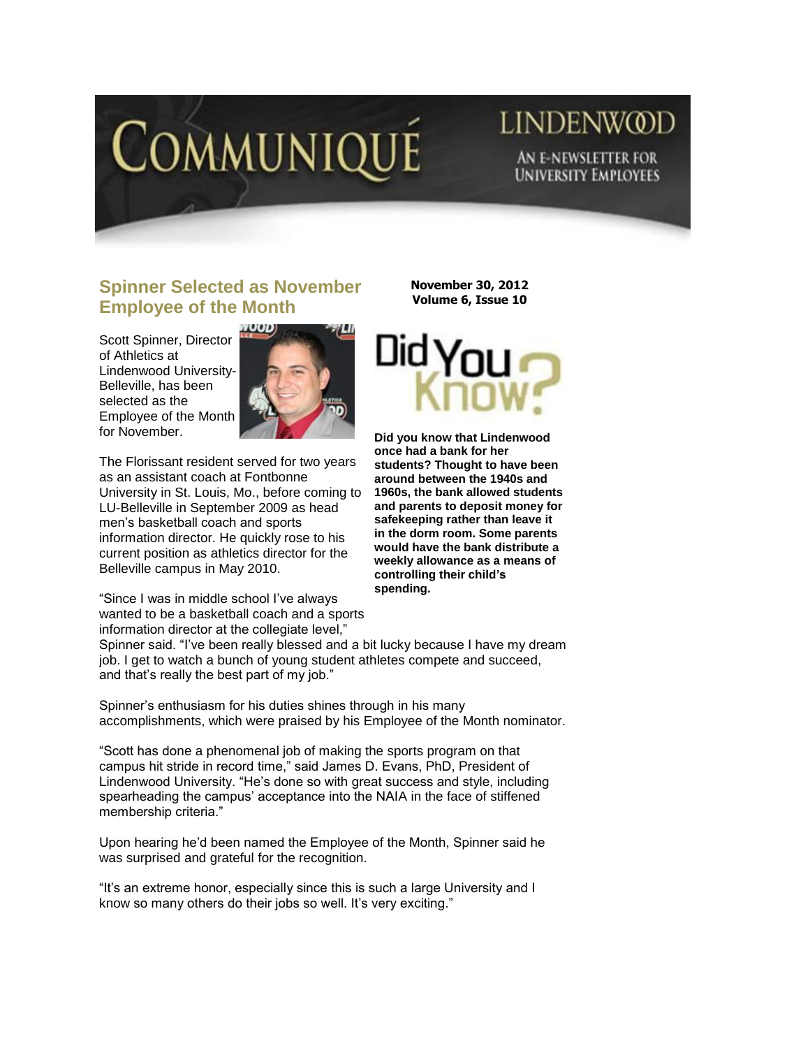# COMMUNIQUÉ

LINDENWOOD

AN E-NEWSLETTER FOR UNIVERSITY EMPLOYEES

**November 30, 2012**
**Volume 6, Issue 10**

## Spinner Selected as November Employee of the Month

Scott Spinner, Director of Athletics at Lindenwood University-Belleville, has been selected as the Employee of the Month for November.

The Florissant resident served for two years as an assistant coach at Fontbonne University in St. Louis, Mo., before coming to LU-Belleville in September 2009 as head men's basketball coach and sports information director. He quickly rose to his current position as athletics director for the Belleville campus in May 2010.

"Since I was in middle school I've always wanted to be a basketball coach and a sports information director at the collegiate level," Spinner said. "I've been really blessed and a bit lucky because I have my dream job. I get to watch a bunch of young student athletes compete and succeed, and that's really the best part of my job."

Spinner's enthusiasm for his duties shines through in his many accomplishments, which were praised by his Employee of the Month nominator.

"Scott has done a phenomenal job of making the sports program on that campus hit stride in record time," said James D. Evans, PhD, President of Lindenwood University. "He's done so with great success and style, including spearheading the campus' acceptance into the NAIA in the face of stiffened membership criteria."

Upon hearing he'd been named the Employee of the Month, Spinner said he was surprised and grateful for the recognition.

"It's an extreme honor, especially since this is such a large University and I know so many others do their jobs so well. It's very exciting."

## Did You Know?

**Did you know that Lindenwood once had a bank for her students? Thought to have been around between the 1940s and 1960s, the bank allowed students and parents to deposit money for safekeeping rather than leave it in the dorm room. Some parents would have the bank distribute a weekly allowance as a means of controlling their child's spending.**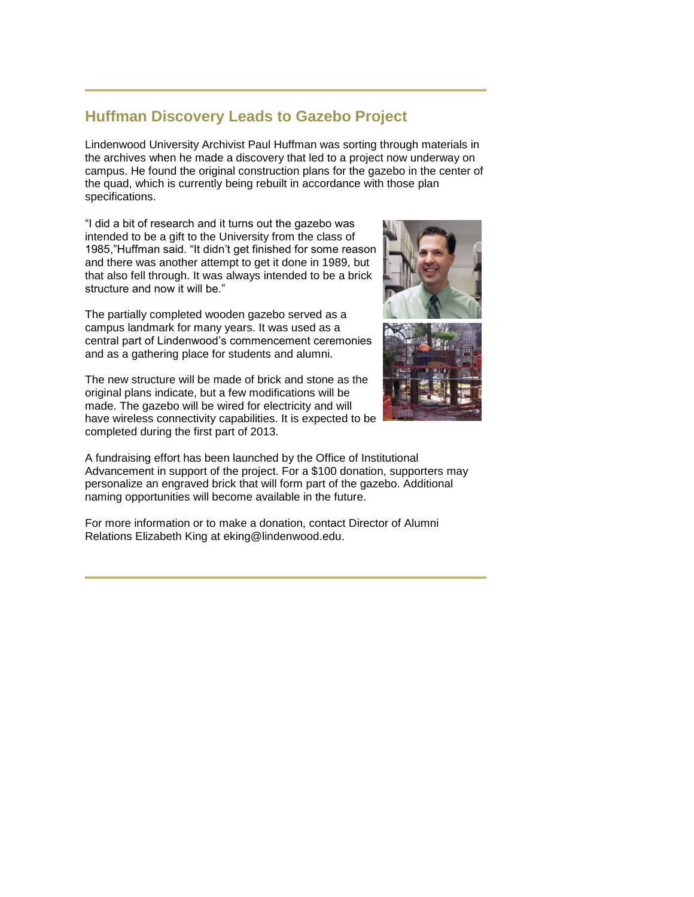## Huffman Discovery Leads to Gazebo Project

Lindenwood University Archivist Paul Huffman was sorting through materials in the archives when he made a discovery that led to a project now underway on campus. He found the original construction plans for the gazebo in the center of the quad, which is currently being rebuilt in accordance with those plan specifications.

"I did a bit of research and it turns out the gazebo was intended to be a gift to the University from the class of 1985,"Huffman said. "It didn't get finished for some reason and there was another attempt to get it done in 1989, but that also fell through. It was always intended to be a brick structure and now it will be."

The partially completed wooden gazebo served as a campus landmark for many years. It was used as a central part of Lindenwood's commencement ceremonies and as a gathering place for students and alumni.

The new structure will be made of brick and stone as the original plans indicate, but a few modifications will be made. The gazebo will be wired for electricity and will have wireless connectivity capabilities. It is expected to be completed during the first part of 2013.

A fundraising effort has been launched by the Office of Institutional Advancement in support of the project. For a $100 donation, supporters may personalize an engraved brick that will form part of the gazebo. Additional naming opportunities will become available in the future.

For more information or to make a donation, contact Director of Alumni Relations Elizabeth King at eking@lindenwood.edu.